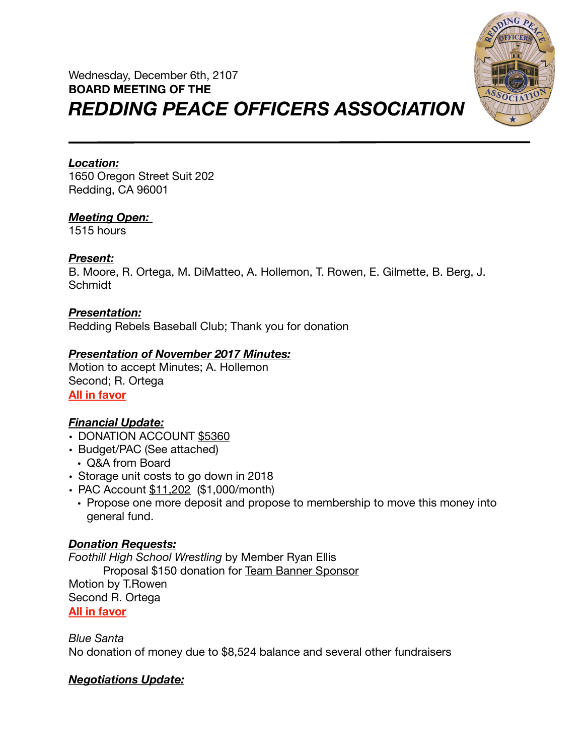Wednesday, December 6th, 2107

**BOARD MEETING OF THE**

# *REDDING PEACE OFFICERS ASSOCIATION*

---

***Location:***
1650 Oregon Street Suit 202
Redding, CA 96001

***Meeting Open:***
1515 hours

***Present:***
B. Moore, R. Ortega, M. DiMatteo, A. Hollemon, T. Rowen, E. Gilmette, B. Berg, J. Schmidt

***Presentation:***
Redding Rebels Baseball Club; Thank you for donation

***Presentation of November 2017 Minutes:***
Motion to accept Minutes; A. Hollemon
Second; R. Ortega
**All in favor**

***Financial Update:***

- DONATION ACCOUNT $5360
- Budget/PAC (See attached)
  - Q&A from Board
- Storage unit costs to go down in 2018
- PAC Account $11,202 ($1,000/month)
  - Propose one more deposit and propose to membership to move this money into general fund.

***Donation Requests:***
*Foothill High School Wrestling* by Member Ryan Ellis
Proposal $150 donation for Team Banner Sponsor
Motion by T.Rowen
Second R. Ortega
**All in favor**

*Blue Santa*
No donation of money due to $8,524 balance and several other fundraisers

***Negotiations Update:***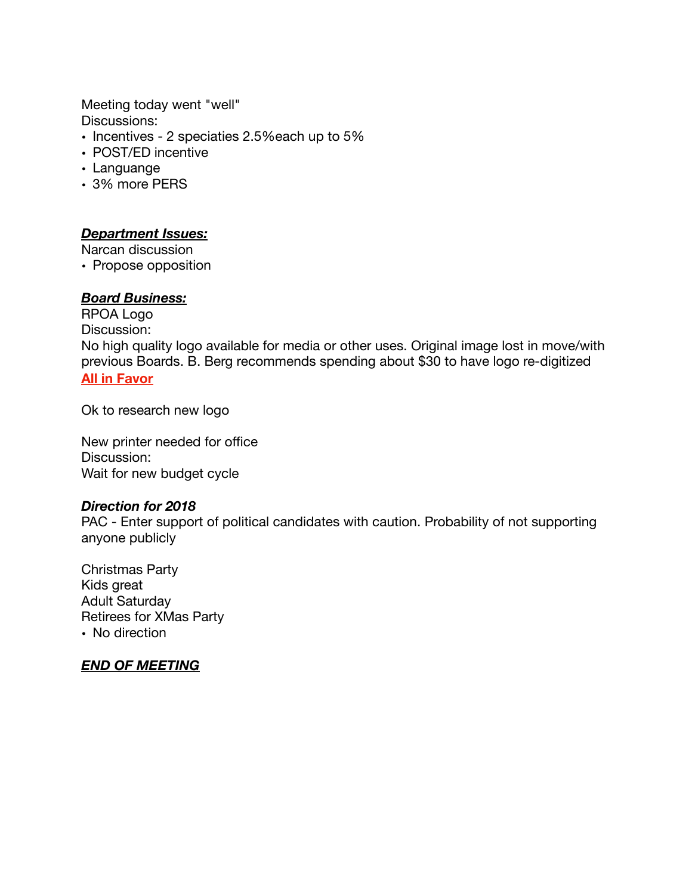Meeting today went "well"
Discussions:

- Incentives - 2 speciaties 2.5%each up to 5%
- POST/ED incentive
- Languange
- 3% more PERS

***Department Issues:***

Narcan discussion

- Propose opposition

***Board Business:***

RPOA Logo
Discussion:
No high quality logo available for media or other uses. Original image lost in move/with previous Boards. B. Berg recommends spending about $30 to have logo re-digitized
**All in Favor**

Ok to research new logo

New printer needed for office
Discussion:
Wait for new budget cycle

***Direction for 2018***

PAC - Enter support of political candidates with caution. Probability of not supporting anyone publicly

Christmas Party
Kids great
Adult Saturday
Retirees for XMas Party

- No direction

***END OF MEETING***